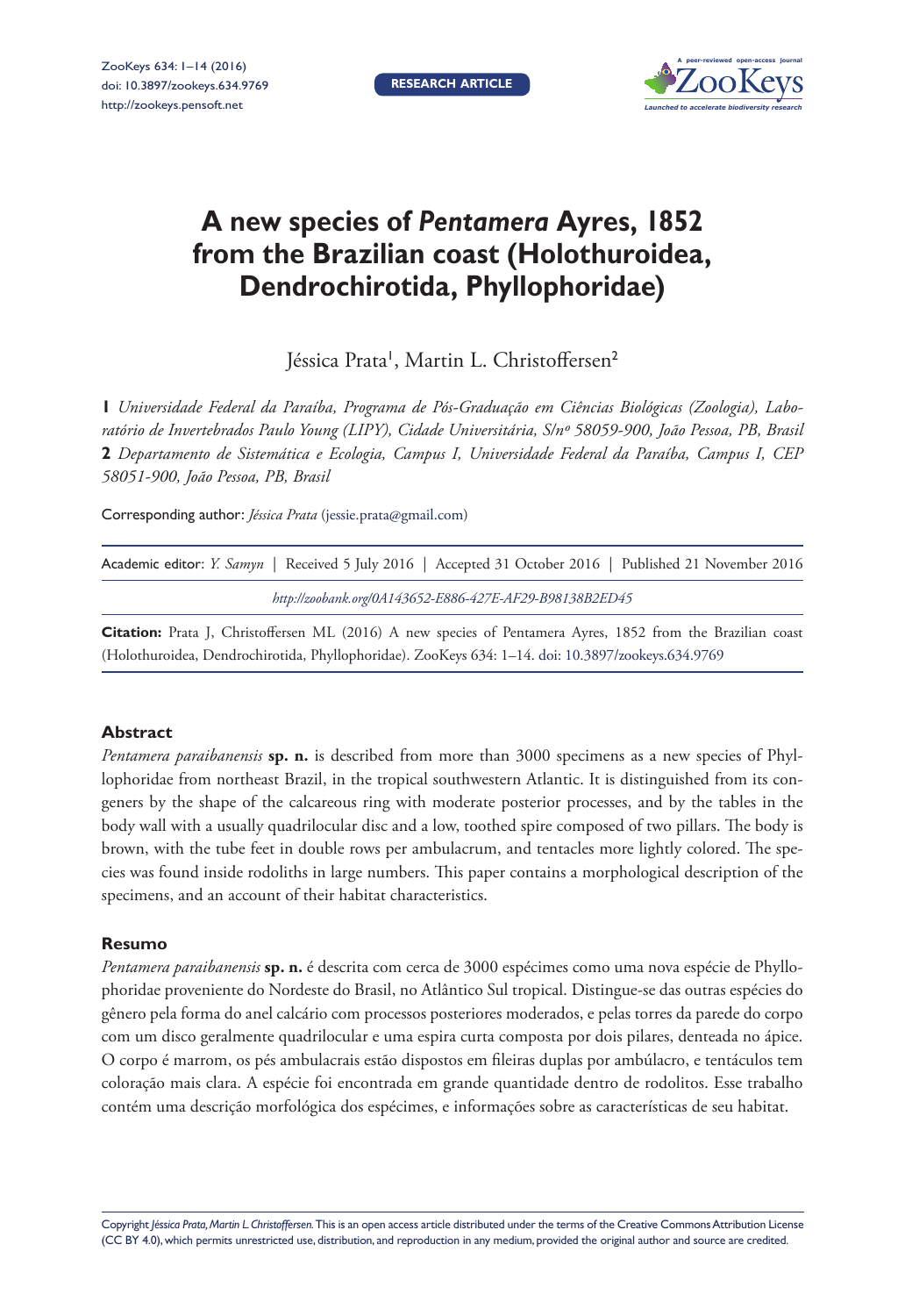# A new species of *Pentamera* Ayres, 1852 from the Brazilian coast (Holothuroidea, Dendrochirotida, Phyllophoridae)

Jéssica Prata[1], Martin L. Christoffersen[2]

**1** *Universidade Federal da Paraíba, Programa de Pós-Graduação em Ciências Biológicas (Zoologia), Laboratório de Invertebrados Paulo Young (LIPY), Cidade Universitária, S/nº 58059-900, João Pessoa, PB, Brasil* **2** *Departamento de Sistemática e Ecologia, Campus I, Universidade Federal da Paraíba, Campus I, CEP 58051-900, João Pessoa, PB, Brasil*

Corresponding author: *Jéssica Prata* (jessie.prata@gmail.com)

Academic editor: *Y. Samyn* | Received 5 July 2016 | Accepted 31 October 2016 | Published 21 November 2016

*http://zoobank.org/0A143652-E886-427E-AF29-B98138B2ED45*

**Citation:** Prata J, Christoffersen ML (2016) A new species of Pentamera Ayres, 1852 from the Brazilian coast (Holothuroidea, Dendrochirotida, Phyllophoridae). ZooKeys 634: 1–14. doi: 10.3897/zookeys.634.9769

## Abstract

*Pentamera paraibanensis* **sp. n.** is described from more than 3000 specimens as a new species of Phyllophoridae from northeast Brazil, in the tropical southwestern Atlantic. It is distinguished from its congeners by the shape of the calcareous ring with moderate posterior processes, and by the tables in the body wall with a usually quadrilocular disc and a low, toothed spire composed of two pillars. The body is brown, with the tube feet in double rows per ambulacrum, and tentacles more lightly colored. The species was found inside rodoliths in large numbers. This paper contains a morphological description of the specimens, and an account of their habitat characteristics.

## Resumo

*Pentamera paraibanensis* **sp. n.** é descrita com cerca de 3000 espécimes como uma nova espécie de Phyllophoridae proveniente do Nordeste do Brasil, no Atlântico Sul tropical. Distingue-se das outras espécies do gênero pela forma do anel calcário com processos posteriores moderados, e pelas torres da parede do corpo com um disco geralmente quadrilocular e uma espira curta composta por dois pilares, denteada no ápice. O corpo é marrom, os pés ambulacrais estão dispostos em fileiras duplas por ambúlacro, e tentáculos tem coloração mais clara. A espécie foi encontrada em grande quantidade dentro de rodolitos. Esse trabalho contém uma descrição morfológica dos espécimes, e informações sobre as características de seu habitat.

Copyright *Jéssica Prata, Martin L. Christoffersen.* This is an open access article distributed under the terms of the Creative Commons Attribution License (CC BY 4.0), which permits unrestricted use, distribution, and reproduction in any medium, provided the original author and source are credited.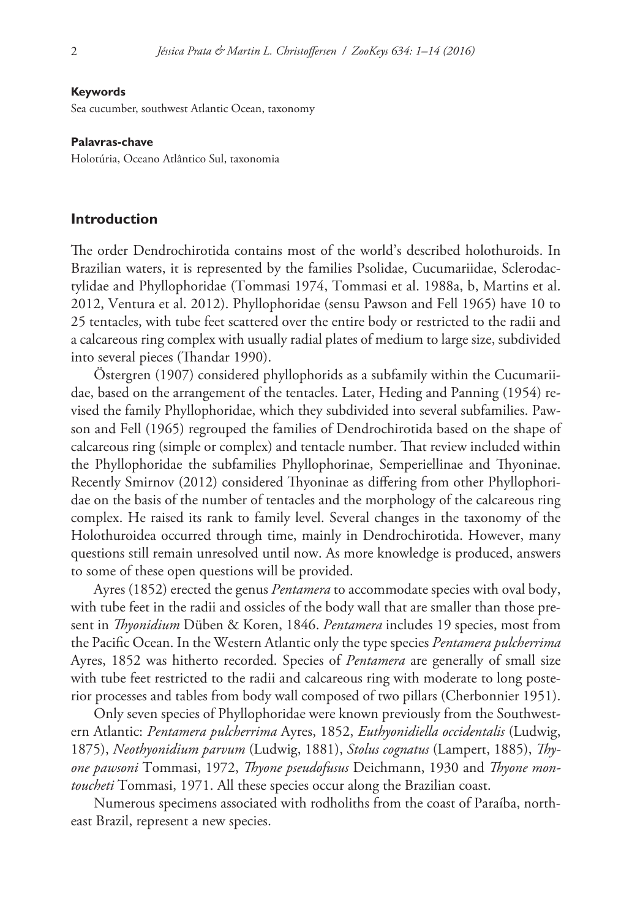**Keywords**

Sea cucumber, southwest Atlantic Ocean, taxonomy

**Palavras-chave**

Holotúria, Oceano Atlântico Sul, taxonomia

## Introduction

The order Dendrochirotida contains most of the world's described holothuroids. In Brazilian waters, it is represented by the families Psolidae, Cucumariidae, Sclerodactylidae and Phyllophoridae (Tommasi 1974, Tommasi et al. 1988a, b, Martins et al. 2012, Ventura et al. 2012). Phyllophoridae (sensu Pawson and Fell 1965) have 10 to 25 tentacles, with tube feet scattered over the entire body or restricted to the radii and a calcareous ring complex with usually radial plates of medium to large size, subdivided into several pieces (Thandar 1990).

Östergren (1907) considered phyllophorids as a subfamily within the Cucumariidae, based on the arrangement of the tentacles. Later, Heding and Panning (1954) revised the family Phyllophoridae, which they subdivided into several subfamilies. Pawson and Fell (1965) regrouped the families of Dendrochirotida based on the shape of calcareous ring (simple or complex) and tentacle number. That review included within the Phyllophoridae the subfamilies Phyllophorinae, Semperiellinae and Thyoninae. Recently Smirnov (2012) considered Thyoninae as differing from other Phyllophoridae on the basis of the number of tentacles and the morphology of the calcareous ring complex. He raised its rank to family level. Several changes in the taxonomy of the Holothuroidea occurred through time, mainly in Dendrochirotida. However, many questions still remain unresolved until now. As more knowledge is produced, answers to some of these open questions will be provided.

Ayres (1852) erected the genus *Pentamera* to accommodate species with oval body, with tube feet in the radii and ossicles of the body wall that are smaller than those present in *Thyonidium* Düben & Koren, 1846. *Pentamera* includes 19 species, most from the Pacific Ocean. In the Western Atlantic only the type species *Pentamera pulcherrima* Ayres, 1852 was hitherto recorded. Species of *Pentamera* are generally of small size with tube feet restricted to the radii and calcareous ring with moderate to long posterior processes and tables from body wall composed of two pillars (Cherbonnier 1951).

Only seven species of Phyllophoridae were known previously from the Southwestern Atlantic: *Pentamera pulcherrima* Ayres, 1852, *Euthyonidiella occidentalis* (Ludwig, 1875), *Neothyonidium parvum* (Ludwig, 1881), *Stolus cognatus* (Lampert, 1885), *Thyone pawsoni* Tommasi, 1972, *Thyone pseudofusus* Deichmann, 1930 and *Thyone montoucheti* Tommasi, 1971. All these species occur along the Brazilian coast.

Numerous specimens associated with rodholiths from the coast of Paraíba, northeast Brazil, represent a new species.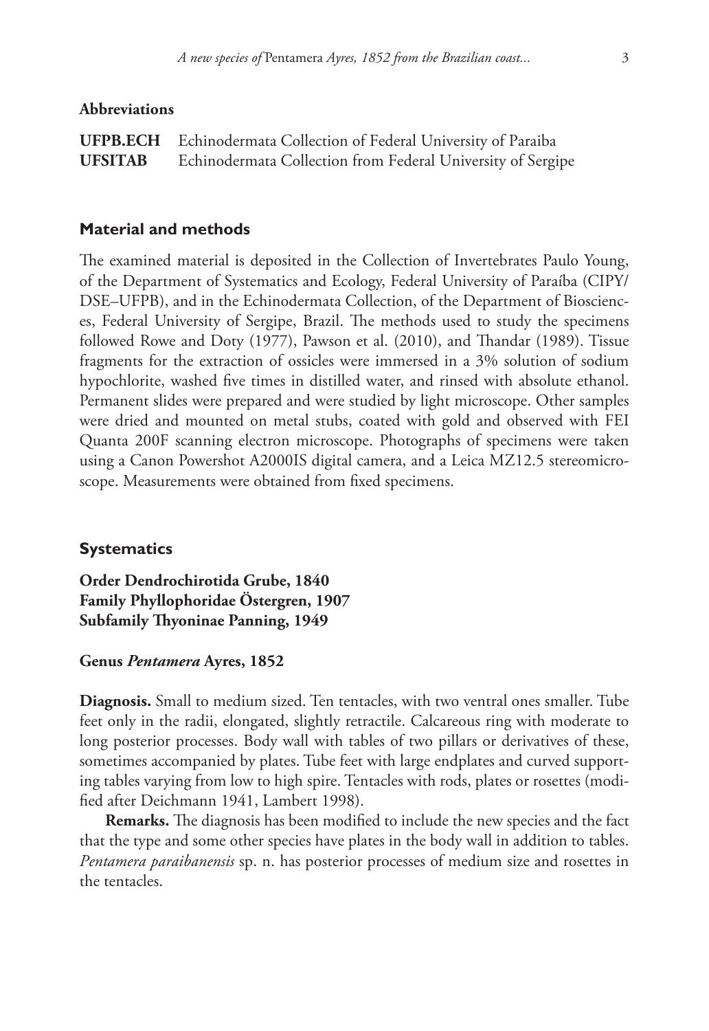### Abbreviations

**UFPB.ECH** Echinodermata Collection of Federal University of Paraiba
**UFSITAB** Echinodermata Collection from Federal University of Sergipe

## Material and methods

The examined material is deposited in the Collection of Invertebrates Paulo Young, of the Department of Systematics and Ecology, Federal University of Paraíba (CIPY/DSE–UFPB), and in the Echinodermata Collection, of the Department of Biosciences, Federal University of Sergipe, Brazil. The methods used to study the specimens followed Rowe and Doty (1977), Pawson et al. (2010), and Thandar (1989). Tissue fragments for the extraction of ossicles were immersed in a 3% solution of sodium hypochlorite, washed five times in distilled water, and rinsed with absolute ethanol. Permanent slides were prepared and were studied by light microscope. Other samples were dried and mounted on metal stubs, coated with gold and observed with FEI Quanta 200F scanning electron microscope. Photographs of specimens were taken using a Canon Powershot A2000IS digital camera, and a Leica MZ12.5 stereomicroscope. Measurements were obtained from fixed specimens.

## Systematics

**Order Dendrochirotida Grube, 1840**
**Family Phyllophoridae Östergren, 1907**
**Subfamily Thyoninae Panning, 1949**

**Genus *Pentamera* Ayres, 1852**

**Diagnosis.** Small to medium sized. Ten tentacles, with two ventral ones smaller. Tube feet only in the radii, elongated, slightly retractile. Calcareous ring with moderate to long posterior processes. Body wall with tables of two pillars or derivatives of these, sometimes accompanied by plates. Tube feet with large endplates and curved supporting tables varying from low to high spire. Tentacles with rods, plates or rosettes (modified after Deichmann 1941, Lambert 1998).

**Remarks.** The diagnosis has been modified to include the new species and the fact that the type and some other species have plates in the body wall in addition to tables. *Pentamera paraibanensis* sp. n. has posterior processes of medium size and rosettes in the tentacles.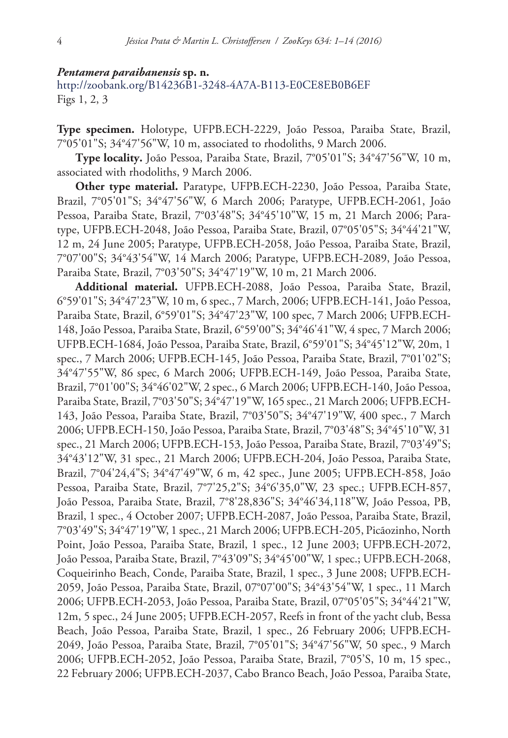***Pentamera paraibanensis* sp. n.**

http://zoobank.org/B14236B1-3248-4A7A-B113-E0CE8EB0B6EF

Figs 1, 2, 3

**Type specimen.** Holotype, UFPB.ECH-2229, João Pessoa, Paraiba State, Brazil, 7°05'01"S; 34°47'56"W, 10 m, associated to rhodoliths, 9 March 2006.

**Type locality.** João Pessoa, Paraiba State, Brazil, 7°05'01"S; 34°47'56"W, 10 m, associated with rhodoliths, 9 March 2006.

**Other type material.** Paratype, UFPB.ECH-2230, João Pessoa, Paraiba State, Brazil, 7°05'01"S; 34°47'56"W, 6 March 2006; Paratype, UFPB.ECH-2061, João Pessoa, Paraiba State, Brazil, 7°03'48"S; 34°45'10"W, 15 m, 21 March 2006; Paratype, UFPB.ECH-2048, João Pessoa, Paraiba State, Brazil, 07°05'05"S; 34°44'21"W, 12 m, 24 June 2005; Paratype, UFPB.ECH-2058, João Pessoa, Paraiba State, Brazil, 7°07'00"S; 34°43'54"W, 14 March 2006; Paratype, UFPB.ECH-2089, João Pessoa, Paraiba State, Brazil, 7°03'50"S; 34°47'19"W, 10 m, 21 March 2006.

**Additional material.** UFPB.ECH-2088, João Pessoa, Paraiba State, Brazil, 6°59'01"S; 34°47'23"W, 10 m, 6 spec., 7 March, 2006; UFPB.ECH-141, João Pessoa, Paraiba State, Brazil, 6°59'01"S; 34°47'23"W, 100 spec, 7 March 2006; UFPB.ECH-148, João Pessoa, Paraiba State, Brazil, 6°59'00"S; 34°46'41"W, 4 spec, 7 March 2006; UFPB.ECH-1684, João Pessoa, Paraiba State, Brazil, 6°59'01"S; 34°45'12"W, 20m, 1 spec., 7 March 2006; UFPB.ECH-145, João Pessoa, Paraiba State, Brazil, 7°01'02"S; 34°47'55"W, 86 spec, 6 March 2006; UFPB.ECH-149, João Pessoa, Paraiba State, Brazil, 7°01'00"S; 34°46'02"W, 2 spec., 6 March 2006; UFPB.ECH-140, João Pessoa, Paraiba State, Brazil, 7°03'50"S; 34°47'19"W, 165 spec., 21 March 2006; UFPB.ECH-143, João Pessoa, Paraiba State, Brazil, 7°03'50"S; 34°47'19"W, 400 spec., 7 March 2006; UFPB.ECH-150, João Pessoa, Paraiba State, Brazil, 7°03'48"S; 34°45'10"W, 31 spec., 21 March 2006; UFPB.ECH-153, João Pessoa, Paraiba State, Brazil, 7°03'49"S; 34°43'12"W, 31 spec., 21 March 2006; UFPB.ECH-204, João Pessoa, Paraiba State, Brazil, 7°04'24,4"S; 34°47'49"W, 6 m, 42 spec., June 2005; UFPB.ECH-858, João Pessoa, Paraiba State, Brazil, 7°7'25,2"S; 34°6'35,0"W, 23 spec.; UFPB.ECH-857, João Pessoa, Paraiba State, Brazil, 7°8'28,836"S; 34°46'34,118"W, João Pessoa, PB, Brazil, 1 spec., 4 October 2007; UFPB.ECH-2087, João Pessoa, Paraiba State, Brazil, 7°03'49"S; 34°47'19"W, 1 spec., 21 March 2006; UFPB.ECH-205, Picãozinho, North Point, João Pessoa, Paraiba State, Brazil, 1 spec., 12 June 2003; UFPB.ECH-2072, João Pessoa, Paraiba State, Brazil, 7°43'09"S; 34°45'00"W, 1 spec.; UFPB.ECH-2068, Coqueirinho Beach, Conde, Paraiba State, Brazil, 1 spec., 3 June 2008; UFPB.ECH-2059, João Pessoa, Paraiba State, Brazil, 07°07'00"S; 34°43'54"W, 1 spec., 11 March 2006; UFPB.ECH-2053, João Pessoa, Paraiba State, Brazil, 07°05'05"S; 34°44'21"W, 12m, 5 spec., 24 June 2005; UFPB.ECH-2057, Reefs in front of the yacht club, Bessa Beach, João Pessoa, Paraiba State, Brazil, 1 spec., 26 February 2006; UFPB.ECH-2049, João Pessoa, Paraiba State, Brazil, 7°05'01"S; 34°47'56"W, 50 spec., 9 March 2006; UFPB.ECH-2052, João Pessoa, Paraiba State, Brazil, 7°05'S, 10 m, 15 spec., 22 February 2006; UFPB.ECH-2037, Cabo Branco Beach, João Pessoa, Paraiba State,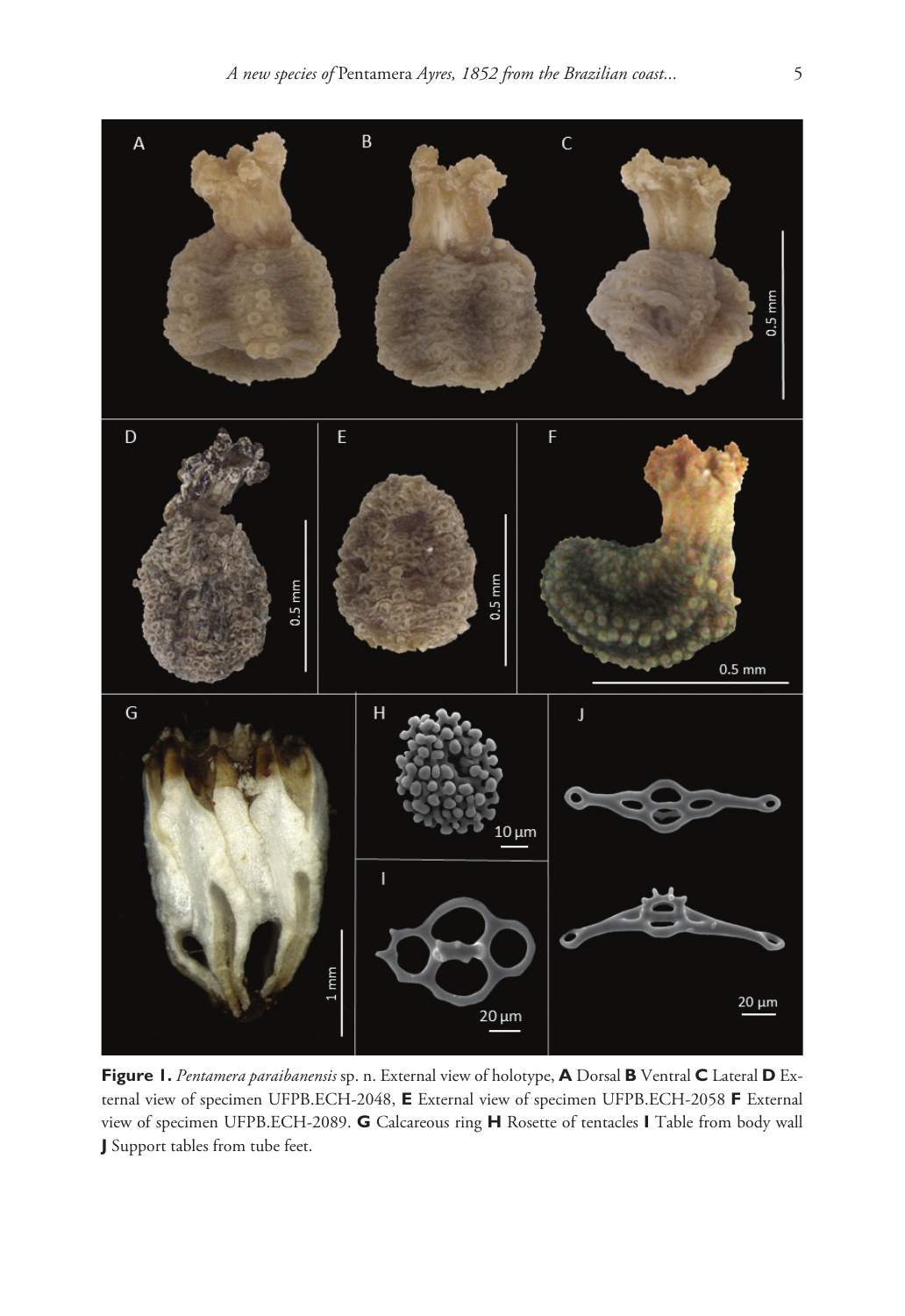**Figure 1.** *Pentamera paraibanensis* sp. n. External view of holotype, **A** Dorsal **B** Ventral **C** Lateral **D** External view of specimen UFPB.ECH-2048, **E** External view of specimen UFPB.ECH-2058 **F** External view of specimen UFPB.ECH-2089. **G** Calcareous ring **H** Rosette of tentacles **I** Table from body wall **J** Support tables from tube feet.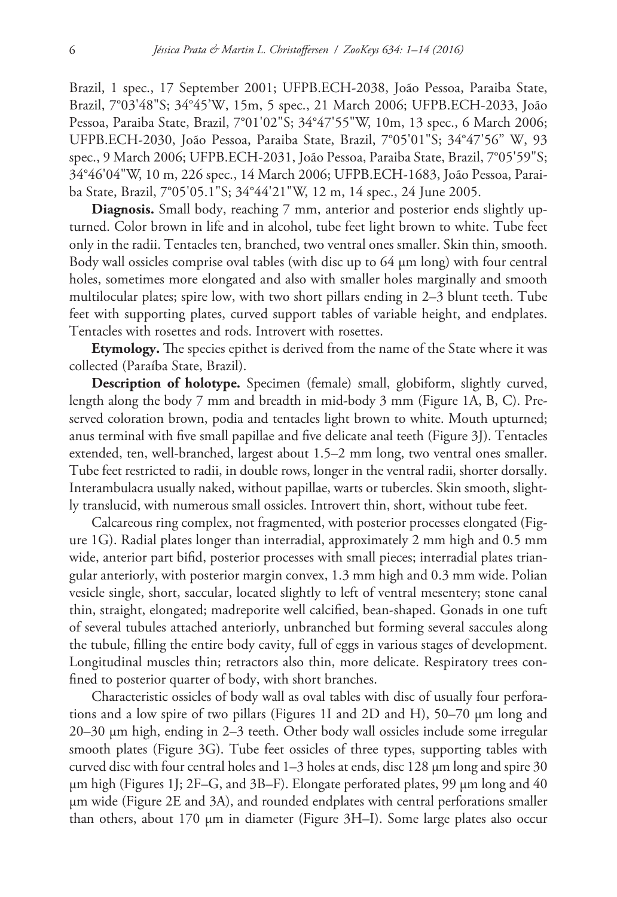Brazil, 1 spec., 17 September 2001; UFPB.ECH-2038, João Pessoa, Paraiba State, Brazil, 7°03'48"S; 34°45'W, 15m, 5 spec., 21 March 2006; UFPB.ECH-2033, João Pessoa, Paraiba State, Brazil, 7°01'02"S; 34°47'55"W, 10m, 13 spec., 6 March 2006; UFPB.ECH-2030, João Pessoa, Paraiba State, Brazil, 7°05'01"S; 34°47'56" W, 93 spec., 9 March 2006; UFPB.ECH-2031, João Pessoa, Paraiba State, Brazil, 7°05'59"S; 34°46'04"W, 10 m, 226 spec., 14 March 2006; UFPB.ECH-1683, João Pessoa, Paraiba State, Brazil, 7°05'05.1"S; 34°44'21"W, 12 m, 14 spec., 24 June 2005.

**Diagnosis.** Small body, reaching 7 mm, anterior and posterior ends slightly upturned. Color brown in life and in alcohol, tube feet light brown to white. Tube feet only in the radii. Tentacles ten, branched, two ventral ones smaller. Skin thin, smooth. Body wall ossicles comprise oval tables (with disc up to 64 µm long) with four central holes, sometimes more elongated and also with smaller holes marginally and smooth multilocular plates; spire low, with two short pillars ending in 2–3 blunt teeth. Tube feet with supporting plates, curved support tables of variable height, and endplates. Tentacles with rosettes and rods. Introvert with rosettes.

**Etymology.** The species epithet is derived from the name of the State where it was collected (Paraíba State, Brazil).

**Description of holotype.** Specimen (female) small, globiform, slightly curved, length along the body 7 mm and breadth in mid-body 3 mm (Figure 1A, B, C). Preserved coloration brown, podia and tentacles light brown to white. Mouth upturned; anus terminal with five small papillae and five delicate anal teeth (Figure 3J). Tentacles extended, ten, well-branched, largest about 1.5–2 mm long, two ventral ones smaller. Tube feet restricted to radii, in double rows, longer in the ventral radii, shorter dorsally. Interambulacra usually naked, without papillae, warts or tubercles. Skin smooth, slightly translucid, with numerous small ossicles. Introvert thin, short, without tube feet.

Calcareous ring complex, not fragmented, with posterior processes elongated (Figure 1G). Radial plates longer than interradial, approximately 2 mm high and 0.5 mm wide, anterior part bifid, posterior processes with small pieces; interradial plates triangular anteriorly, with posterior margin convex, 1.3 mm high and 0.3 mm wide. Polian vesicle single, short, saccular, located slightly to left of ventral mesentery; stone canal thin, straight, elongated; madreporite well calcified, bean-shaped. Gonads in one tuft of several tubules attached anteriorly, unbranched but forming several saccules along the tubule, filling the entire body cavity, full of eggs in various stages of development. Longitudinal muscles thin; retractors also thin, more delicate. Respiratory trees confined to posterior quarter of body, with short branches.

Characteristic ossicles of body wall as oval tables with disc of usually four perforations and a low spire of two pillars (Figures 1I and 2D and H), 50–70 µm long and 20–30 µm high, ending in 2–3 teeth. Other body wall ossicles include some irregular smooth plates (Figure 3G). Tube feet ossicles of three types, supporting tables with curved disc with four central holes and 1–3 holes at ends, disc 128 µm long and spire 30 µm high (Figures 1J; 2F–G, and 3B–F). Elongate perforated plates, 99 µm long and 40 µm wide (Figure 2E and 3A), and rounded endplates with central perforations smaller than others, about 170 µm in diameter (Figure 3H–I). Some large plates also occur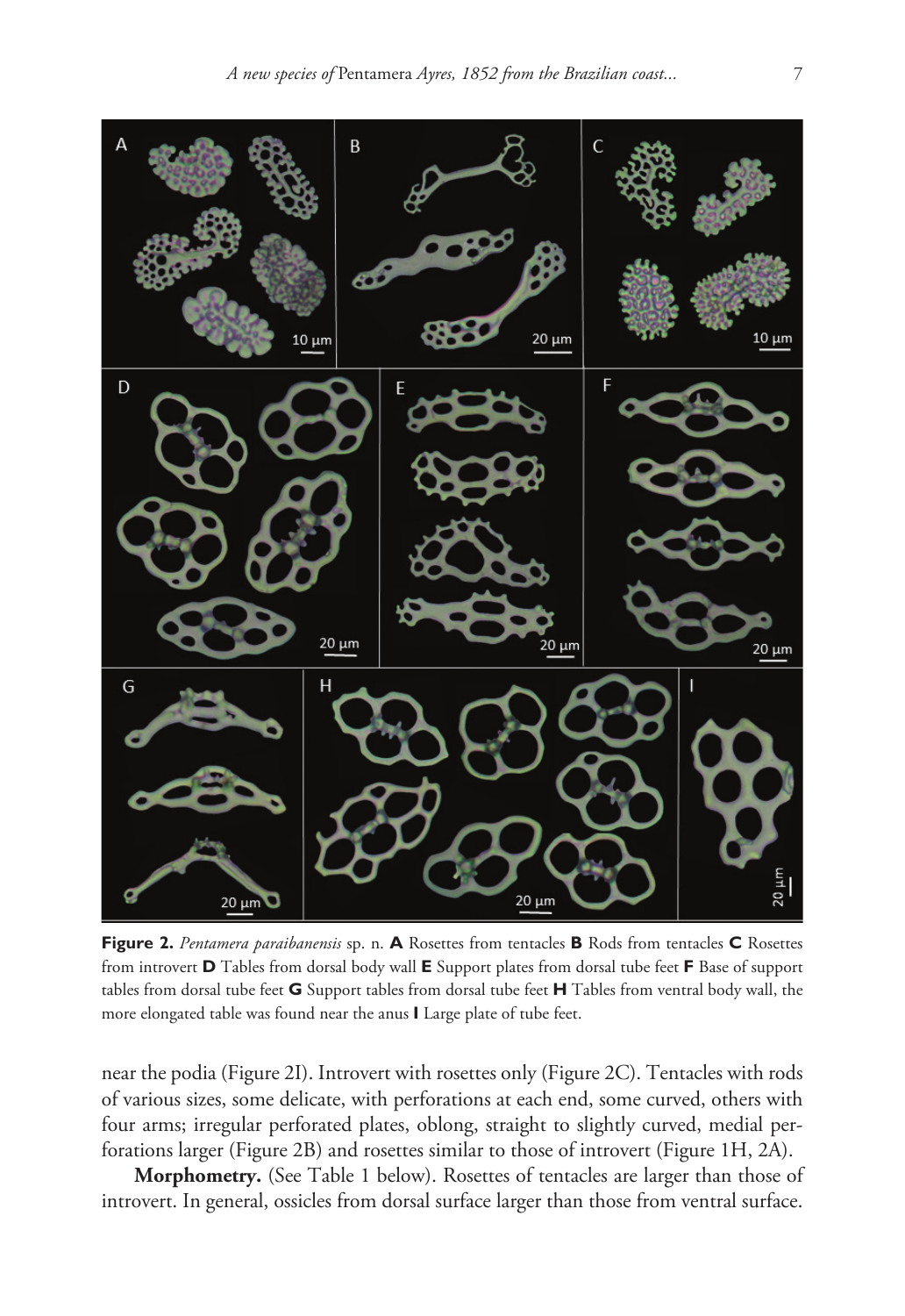**Figure 2.** *Pentamera paraibanensis* sp. n. **A** Rosettes from tentacles **B** Rods from tentacles **C** Rosettes from introvert **D** Tables from dorsal body wall **E** Support plates from dorsal tube feet **F** Base of support tables from dorsal tube feet **G** Support tables from dorsal tube feet **H** Tables from ventral body wall, the more elongated table was found near the anus **I** Large plate of tube feet.

near the podia (Figure 2I). Introvert with rosettes only (Figure 2C). Tentacles with rods of various sizes, some delicate, with perforations at each end, some curved, others with four arms; irregular perforated plates, oblong, straight to slightly curved, medial perforations larger (Figure 2B) and rosettes similar to those of introvert (Figure 1H, 2A).

**Morphometry.** (See Table 1 below). Rosettes of tentacles are larger than those of introvert. In general, ossicles from dorsal surface larger than those from ventral surface.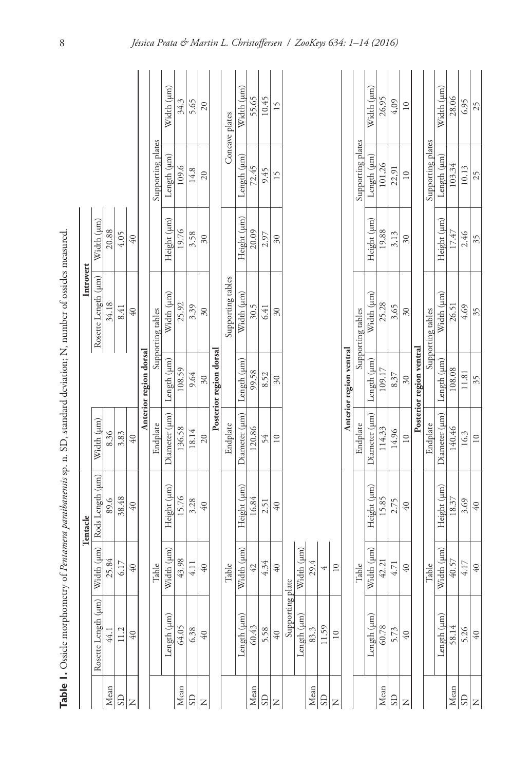**Table 1.** Ossicle morphometry of *Pentamera paraibanensis* sp. n. SD, standard deviation; N, number of ossicles measured.

| | Tentacle | | | | Introvert | |
|---|---|---|---|---|---|---|
| | Rosette Length (µm) | Width (µm) | Rods Length (µm) | Width (µm) | Rosette Length (µm) | Width (µm) |
| Mean | 44.1 | 25.84 | 89.6 | 8.36 | 34.18 | 20.88 |
| SD | 11.2 | 6.17 | 38.48 | 3.83 | 8.41 | 4.05 |
| N | 40 | 40 | 40 | 40 | 40 | 40 |

**Anterior region dorsal**

| | Table | | | Endplate | Supporting tables | | | Supporting plates | |
|---|---|---|---|---|---|---|---|---|---|
| | Length (µm) | Width (µm) | Height (µm) | Diameter (µm) | Length (µm) | Width (µm) | Height (µm) | Length (µm) | Width (µm) |
| Mean | 64.05 | 43.98 | 15.76 | 136.58 | 108.59 | 25.92 | 19.76 | 109.6 | 34.3 |
| SD | 6.38 | 4.11 | 3.28 | 18.14 | 9.64 | 3.39 | 3.58 | 14.8 | 5.65 |
| N | 40 | 40 | 40 | 20 | 30 | 30 | 30 | 20 | 20 |

**Posterior region dorsal**

| | Table | | | Endplate | Supporting tables | | | Concave plates | |
|---|---|---|---|---|---|---|---|---|---|
| | Length (µm) | Width (µm) | Height (µm) | Diameter (µm) | Length (µm) | Width (µm) | Height (µm) | Length (µm) | Width (µm) |
| Mean | 60.43 | 42 | 16.84 | 120.86 | 99.58 | 30.5 | 20.09 | 72.45 | 55.65 |
| SD | 5.58 | 4.34 | 2.51 | 54 | 8.52 | 6.41 | 2.97 | 9.45 | 10.45 |
| N | 40 | 40 | 40 | 10 | 30 | 30 | 30 | 15 | 15 |

| | Supporting plate | |
|---|---|---|
| | Length (µm) | Width (µm) |
| Mean | 83.3 | 29.4 |
| SD | 11.59 | 4 |
| N | 10 | 10 |

**Anterior region ventral**

| | Table | | | Endplate | Supporting tables | | | Supporting plates | |
|---|---|---|---|---|---|---|---|---|---|
| | Length (µm) | Width (µm) | Height (µm) | Diameter (µm) | Length (µm) | Width (µm) | Height (µm) | Length (µm) | Width (µm) |
| Mean | 60.78 | 42.21 | 15.85 | 114.33 | 109.17 | 25.28 | 19,88 | 101,26 | 26,95 |
| SD | 5.73 | 4.71 | 2.75 | 14.96 | 8,37 | 3,65 | 3,13 | 22,91 | 4,09 |
| N | 40 | 40 | 40 | 10 | 30 | 30 | 30 | 10 | 10 |

**Posterior region ventral**

| | Table | | | Endplate | Supporting tables | | | Supporting plates | |
|---|---|---|---|---|---|---|---|---|---|
| | Length (µm) | Width (µm) | Height (µm) | Diameter (µm) | Length (µm) | Width (µm) | Height (µm) | Length (µm) | Width (µm) |
| Mean | 58.14 | 40.57 | 18.37 | 140.46 | 108.08 | 26.51 | 17.47 | 103.34 | 28.06 |
| SD | 5.26 | 4.17 | 3.69 | 16.3 | 11.81 | 4.69 | 2.46 | 10.13 | 6.95 |
| N | 40 | 40 | 40 | 10 | 35 | 35 | 35 | 25 | 25 |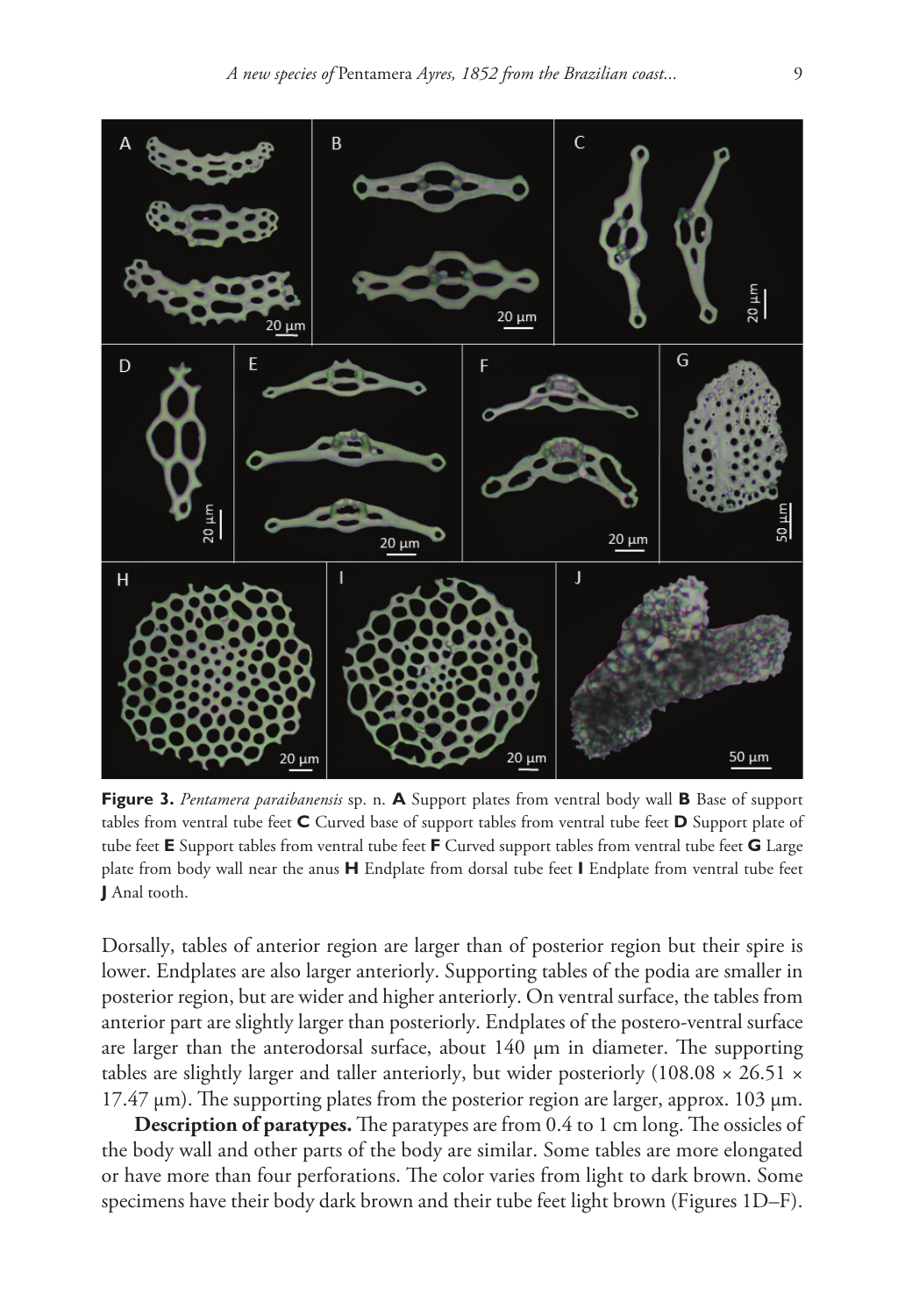**Figure 3.** *Pentamera paraibanensis* sp. n. **A** Support plates from ventral body wall **B** Base of support tables from ventral tube feet **C** Curved base of support tables from ventral tube feet **D** Support plate of tube feet **E** Support tables from ventral tube feet **F** Curved support tables from ventral tube feet **G** Large plate from body wall near the anus **H** Endplate from dorsal tube feet **I** Endplate from ventral tube feet **J** Anal tooth.

Dorsally, tables of anterior region are larger than of posterior region but their spire is lower. Endplates are also larger anteriorly. Supporting tables of the podia are smaller in posterior region, but are wider and higher anteriorly. On ventral surface, the tables from anterior part are slightly larger than posteriorly. Endplates of the postero-ventral surface are larger than the anterodorsal surface, about 140 μm in diameter. The supporting tables are slightly larger and taller anteriorly, but wider posteriorly (108.08 × 26.51 × 17.47 μm). The supporting plates from the posterior region are larger, approx. 103 μm.

**Description of paratypes.** The paratypes are from 0.4 to 1 cm long. The ossicles of the body wall and other parts of the body are similar. Some tables are more elongated or have more than four perforations. The color varies from light to dark brown. Some specimens have their body dark brown and their tube feet light brown (Figures 1D–F).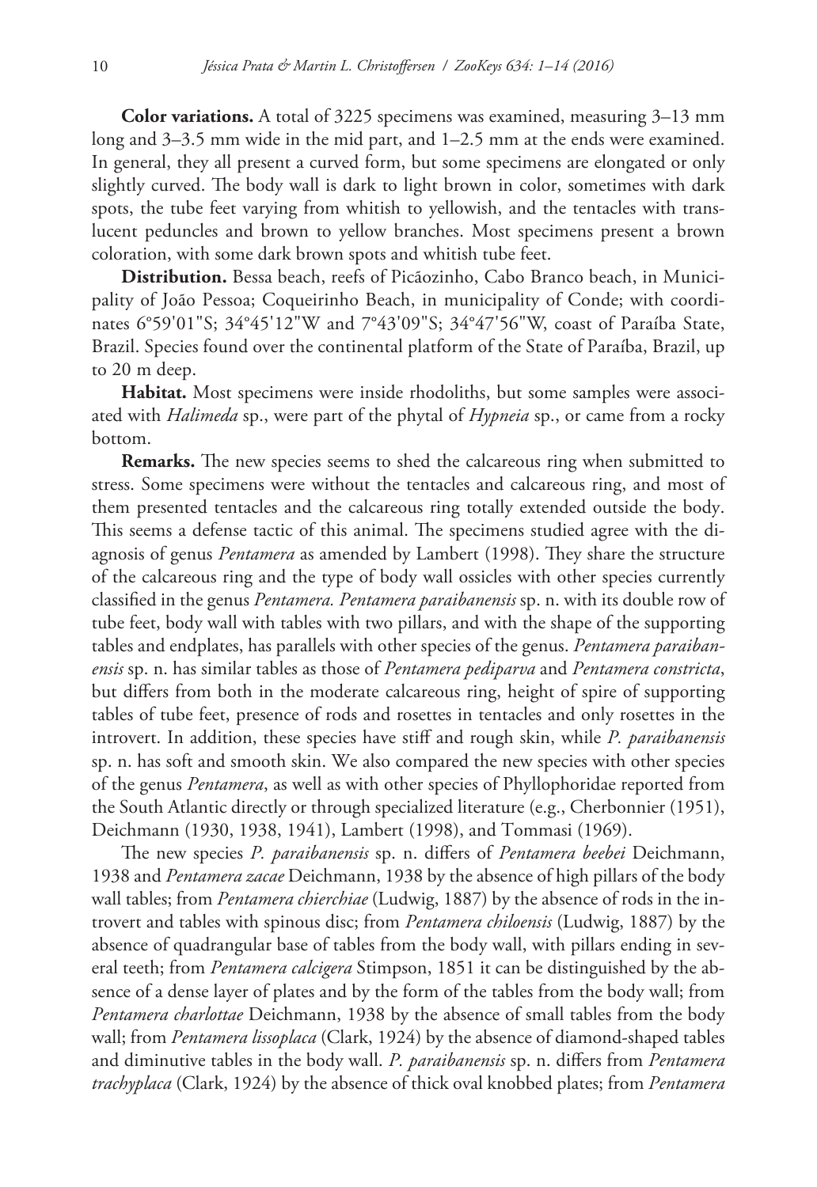**Color variations.** A total of 3225 specimens was examined, measuring 3–13 mm long and 3–3.5 mm wide in the mid part, and 1–2.5 mm at the ends were examined. In general, they all present a curved form, but some specimens are elongated or only slightly curved. The body wall is dark to light brown in color, sometimes with dark spots, the tube feet varying from whitish to yellowish, and the tentacles with translucent peduncles and brown to yellow branches. Most specimens present a brown coloration, with some dark brown spots and whitish tube feet.

**Distribution.** Bessa beach, reefs of Picãozinho, Cabo Branco beach, in Municipality of João Pessoa; Coqueirinho Beach, in municipality of Conde; with coordinates 6°59'01"S; 34°45'12"W and 7°43'09"S; 34°47'56"W, coast of Paraíba State, Brazil. Species found over the continental platform of the State of Paraíba, Brazil, up to 20 m deep.

**Habitat.** Most specimens were inside rhodoliths, but some samples were associated with *Halimeda* sp., were part of the phytal of *Hypneia* sp., or came from a rocky bottom.

**Remarks.** The new species seems to shed the calcareous ring when submitted to stress. Some specimens were without the tentacles and calcareous ring, and most of them presented tentacles and the calcareous ring totally extended outside the body. This seems a defense tactic of this animal. The specimens studied agree with the diagnosis of genus *Pentamera* as amended by Lambert (1998). They share the structure of the calcareous ring and the type of body wall ossicles with other species currently classified in the genus *Pentamera. Pentamera paraibanensis* sp. n. with its double row of tube feet, body wall with tables with two pillars, and with the shape of the supporting tables and endplates, has parallels with other species of the genus. *Pentamera paraibanensis* sp. n. has similar tables as those of *Pentamera pediparva* and *Pentamera constricta*, but differs from both in the moderate calcareous ring, height of spire of supporting tables of tube feet, presence of rods and rosettes in tentacles and only rosettes in the introvert. In addition, these species have stiff and rough skin, while *P. paraibanensis* sp. n. has soft and smooth skin. We also compared the new species with other species of the genus *Pentamera*, as well as with other species of Phyllophoridae reported from the South Atlantic directly or through specialized literature (e.g., Cherbonnier (1951), Deichmann (1930, 1938, 1941), Lambert (1998), and Tommasi (1969).

The new species *P. paraibanensis* sp. n. differs of *Pentamera beebei* Deichmann, 1938 and *Pentamera zacae* Deichmann, 1938 by the absence of high pillars of the body wall tables; from *Pentamera chierchiae* (Ludwig, 1887) by the absence of rods in the introvert and tables with spinous disc; from *Pentamera chiloensis* (Ludwig, 1887) by the absence of quadrangular base of tables from the body wall, with pillars ending in several teeth; from *Pentamera calcigera* Stimpson, 1851 it can be distinguished by the absence of a dense layer of plates and by the form of the tables from the body wall; from *Pentamera charlottae* Deichmann, 1938 by the absence of small tables from the body wall; from *Pentamera lissoplaca* (Clark, 1924) by the absence of diamond-shaped tables and diminutive tables in the body wall. *P. paraibanensis* sp. n. differs from *Pentamera trachyplaca* (Clark, 1924) by the absence of thick oval knobbed plates; from *Pentamera*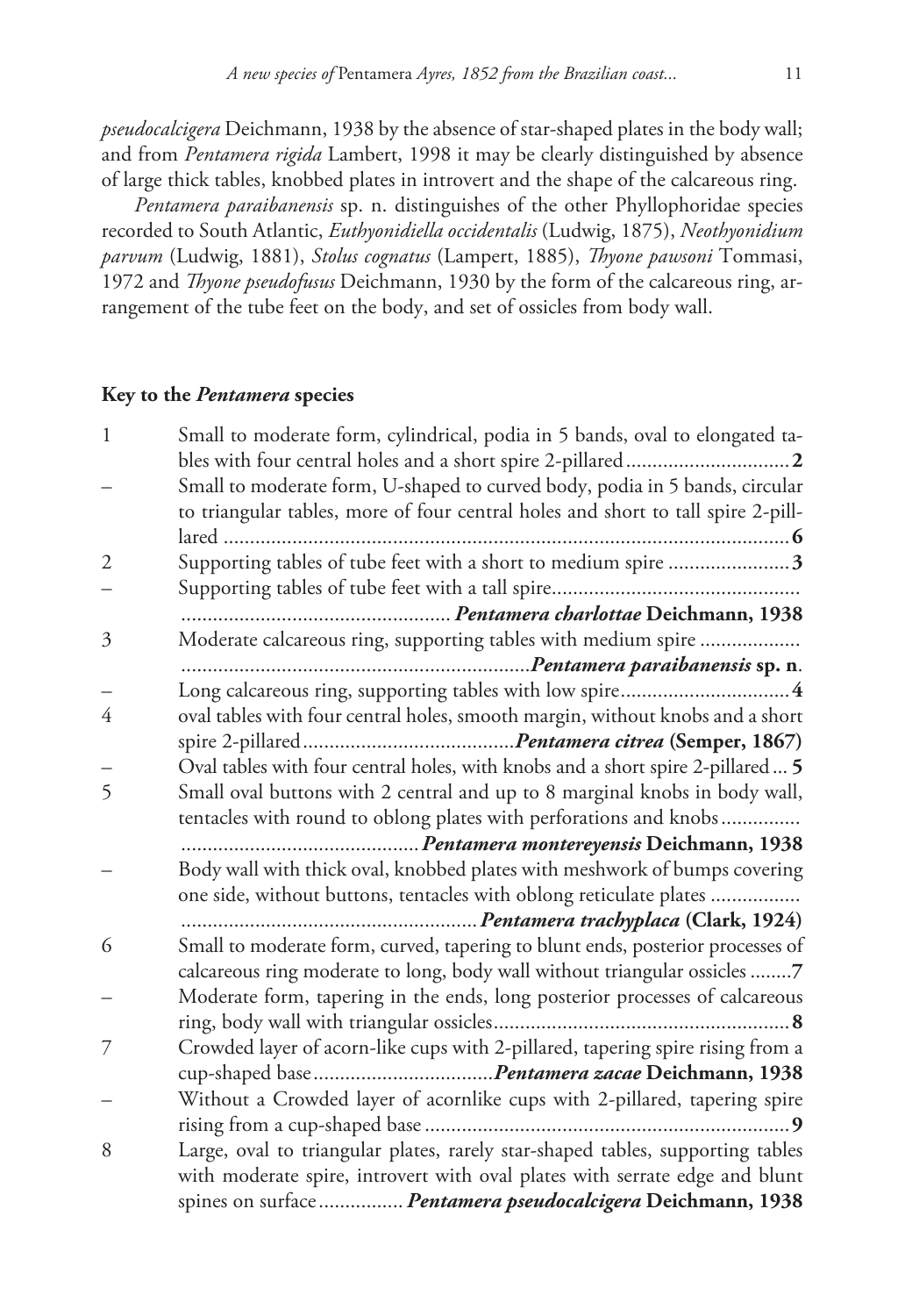*pseudocalcigera* Deichmann, 1938 by the absence of star-shaped plates in the body wall; and from *Pentamera rigida* Lambert, 1998 it may be clearly distinguished by absence of large thick tables, knobbed plates in introvert and the shape of the calcareous ring.

*Pentamera paraibanensis* sp. n. distinguishes of the other Phyllophoridae species recorded to South Atlantic, *Euthyonidiella occidentalis* (Ludwig, 1875), *Neothyonidium parvum* (Ludwig, 1881), *Stolus cognatus* (Lampert, 1885), *Thyone pawsoni* Tommasi, 1972 and *Thyone pseudofusus* Deichmann, 1930 by the form of the calcareous ring, arrangement of the tube feet on the body, and set of ossicles from body wall.

## Key to the *Pentamera* species

| | | |
|---|---|---|
| 1 | Small to moderate form, cylindrical, podia in 5 bands, oval to elongated tables with four central holes and a short spire 2-pillared | **2** |
| – | Small to moderate form, U-shaped to curved body, podia in 5 bands, circular to triangular tables, more of four central holes and short to tall spire 2-pilllared | **6** |
| 2 | Supporting tables of tube feet with a short to medium spire | **3** |
| – | Supporting tables of tube feet with a tall spire | ***Pentamera charlottae* Deichmann, 1938** |
| 3 | Moderate calcareous ring, supporting tables with medium spire | ***Pentamera paraibanensis* sp. n.** |
| – | Long calcareous ring, supporting tables with low spire | **4** |
| 4 | oval tables with four central holes, smooth margin, without knobs and a short spire 2-pillared | ***Pentamera citrea* (Semper, 1867)** |
| – | Oval tables with four central holes, with knobs and a short spire 2-pillared | **5** |
| 5 | Small oval buttons with 2 central and up to 8 marginal knobs in body wall, tentacles with round to oblong plates with perforations and knobs | ***Pentamera montereyensis* Deichmann, 1938** |
| – | Body wall with thick oval, knobbed plates with meshwork of bumps covering one side, without buttons, tentacles with oblong reticulate plates | ***Pentamera trachyplaca* (Clark, 1924)** |
| 6 | Small to moderate form, curved, tapering to blunt ends, posterior processes of calcareous ring moderate to long, body wall without triangular ossicles | **7** |
| – | Moderate form, tapering in the ends, long posterior processes of calcareous ring, body wall with triangular ossicles | **8** |
| 7 | Crowded layer of acorn-like cups with 2-pillared, tapering spire rising from a cup-shaped base | ***Pentamera zacae* Deichmann, 1938** |
| – | Without a Crowded layer of acornlike cups with 2-pillared, tapering spire rising from a cup-shaped base | **9** |
| 8 | Large, oval to triangular plates, rarely star-shaped tables, supporting tables with moderate spire, introvert with oval plates with serrate edge and blunt spines on surface | ***Pentamera pseudocalcigera* Deichmann, 1938** |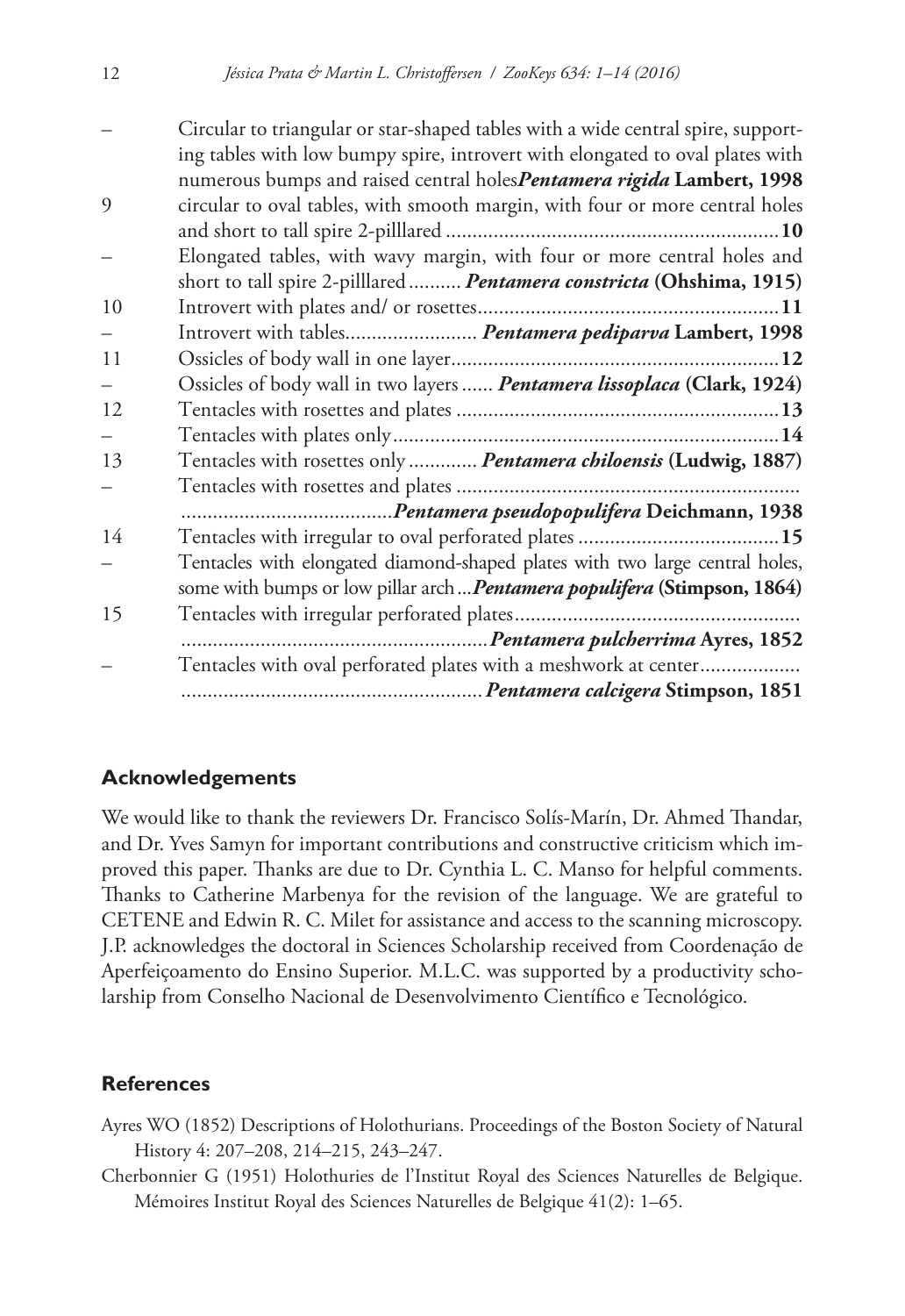| | |
|---|---|
| – | Circular to triangular or star-shaped tables with a wide central spire, supporting tables with low bumpy spire, introvert with elongated to oval plates with numerous bumps and raised central holes ***Pentamera rigida* Lambert, 1998** |
| 9 | circular to oval tables, with smooth margin, with four or more central holes and short to tall spire 2-pilllared .............................................................. **10** |
| – | Elongated tables, with wavy margin, with four or more central holes and short to tall spire 2-pilllared .......... ***Pentamera constricta* (Ohshima, 1915)** |
| 10 | Introvert with plates and/ or rosettes......................................................... **11** |
| – | Introvert with tables......................... ***Pentamera pediparva* Lambert, 1998** |
| 11 | Ossicles of body wall in one layer............................................................. **12** |
| – | Ossicles of body wall in two layers ...... ***Pentamera lissoplaca* (Clark, 1924)** |
| 12 | Tentacles with rosettes and plates ............................................................ **13** |
| – | Tentacles with plates only......................................................................... **14** |
| 13 | Tentacles with rosettes only ............. ***Pentamera chiloensis* (Ludwig, 1887)** |
| – | Tentacles with rosettes and plates ................................................................ ........................................***Pentamera pseudopopulifera* Deichmann, 1938** |
| 14 | Tentacles with irregular to oval perforated plates ...................................... **15** |
| – | Tentacles with elongated diamond-shaped plates with two large central holes, some with bumps or low pillar arch ...***Pentamera populifera* (Stimpson, 1864)** |
| 15 | Tentacles with irregular perforated plates...................................................... ..........................................................***Pentamera pulcherrima* Ayres, 1852** |
| – | Tentacles with oval perforated plates with a meshwork at center.................. .........................................................***Pentamera calcigera* Stimpson, 1851** |

## Acknowledgements

We would like to thank the reviewers Dr. Francisco Solís-Marín, Dr. Ahmed Thandar, and Dr. Yves Samyn for important contributions and constructive criticism which improved this paper. Thanks are due to Dr. Cynthia L. C. Manso for helpful comments. Thanks to Catherine Marbenya for the revision of the language. We are grateful to CETENE and Edwin R. C. Milet for assistance and access to the scanning microscopy. J.P. acknowledges the doctoral in Sciences Scholarship received from Coordenação de Aperfeiçoamento do Ensino Superior. M.L.C. was supported by a productivity scholarship from Conselho Nacional de Desenvolvimento Científico e Tecnológico.

## References

Ayres WO (1852) Descriptions of Holothurians. Proceedings of the Boston Society of Natural History 4: 207–208, 214–215, 243–247.

Cherbonnier G (1951) Holothuries de l'Institut Royal des Sciences Naturelles de Belgique. Mémoires Institut Royal des Sciences Naturelles de Belgique 41(2): 1–65.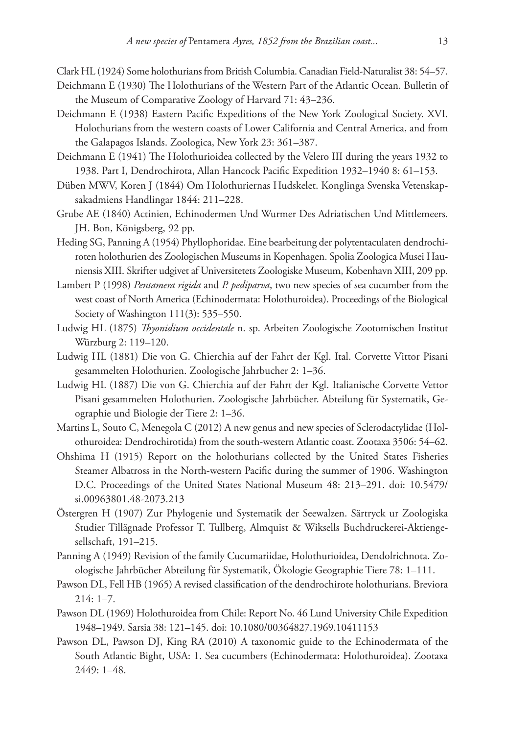Clark HL (1924) Some holothurians from British Columbia. Canadian Field-Naturalist 38: 54–57.

Deichmann E (1930) The Holothurians of the Western Part of the Atlantic Ocean. Bulletin of the Museum of Comparative Zoology of Harvard 71: 43–236.

Deichmann E (1938) Eastern Pacific Expeditions of the New York Zoological Society. XVI. Holothurians from the western coasts of Lower California and Central America, and from the Galapagos Islands. Zoologica, New York 23: 361–387.

Deichmann E (1941) The Holothurioidea collected by the Velero III during the years 1932 to 1938. Part I, Dendrochirota, Allan Hancock Pacific Expedition 1932–1940 8: 61–153.

Düben MWV, Koren J (1844) Om Holothuriernas Hudskelet. Konglinga Svenska Vetenskapsakadmiens Handlingar 1844: 211–228.

Grube AE (1840) Actinien, Echinodermen Und Wurmer Des Adriatischen Und Mittlemeers. JH. Bon, Königsberg, 92 pp.

Heding SG, Panning A (1954) Phyllophoridae. Eine bearbeitung der polytentaculaten dendrochiroten holothurien des Zoologischen Museums in Kopenhagen. Spolia Zoologica Musei Hauniensis XIII. Skrifter udgivet af Universitetets Zoologiske Museum, Kobenhavn XIII, 209 pp.

Lambert P (1998) *Pentamera rigida* and *P. pediparva*, two new species of sea cucumber from the west coast of North America (Echinodermata: Holothuroidea). Proceedings of the Biological Society of Washington 111(3): 535–550.

Ludwig HL (1875) *Thyonidium occidentale* n. sp. Arbeiten Zoologische Zootomischen Institut Würzburg 2: 119–120.

Ludwig HL (1881) Die von G. Chierchia auf der Fahrt der Kgl. Ital. Corvette Vittor Pisani gesammelten Holothurien. Zoologische Jahrbucher 2: 1–36.

Ludwig HL (1887) Die von G. Chierchia auf der Fahrt der Kgl. Italianische Corvette Vettor Pisani gesammelten Holothurien. Zoologische Jahrbücher. Abteilung für Systematik, Geographie und Biologie der Tiere 2: 1–36.

Martins L, Souto C, Menegola C (2012) A new genus and new species of Sclerodactylidae (Holothuroidea: Dendrochirotida) from the south-western Atlantic coast. Zootaxa 3506: 54–62.

Ohshima H (1915) Report on the holothurians collected by the United States Fisheries Steamer Albatross in the North-western Pacific during the summer of 1906. Washington D.C. Proceedings of the United States National Museum 48: 213–291. doi: 10.5479/si.00963801.48-2073.213

Östergren H (1907) Zur Phylogenie und Systematik der Seewalzen. Särtryck ur Zoologiska Studier Tillägnade Professor T. Tullberg, Almquist & Wiksells Buchdruckerei-Aktiengesellschaft, 191–215.

Panning A (1949) Revision of the family Cucumariidae, Holothurioidea, Dendolrichnota. Zoologische Jahrbücher Abteilung für Systematik, Ökologie Geographie Tiere 78: 1–111.

Pawson DL, Fell HB (1965) A revised classification of the dendrochirote holothurians. Breviora 214: 1–7.

Pawson DL (1969) Holothuroidea from Chile: Report No. 46 Lund University Chile Expedition 1948–1949. Sarsia 38: 121–145. doi: 10.1080/00364827.1969.10411153

Pawson DL, Pawson DJ, King RA (2010) A taxonomic guide to the Echinodermata of the South Atlantic Bight, USA: 1. Sea cucumbers (Echinodermata: Holothuroidea). Zootaxa 2449: 1–48.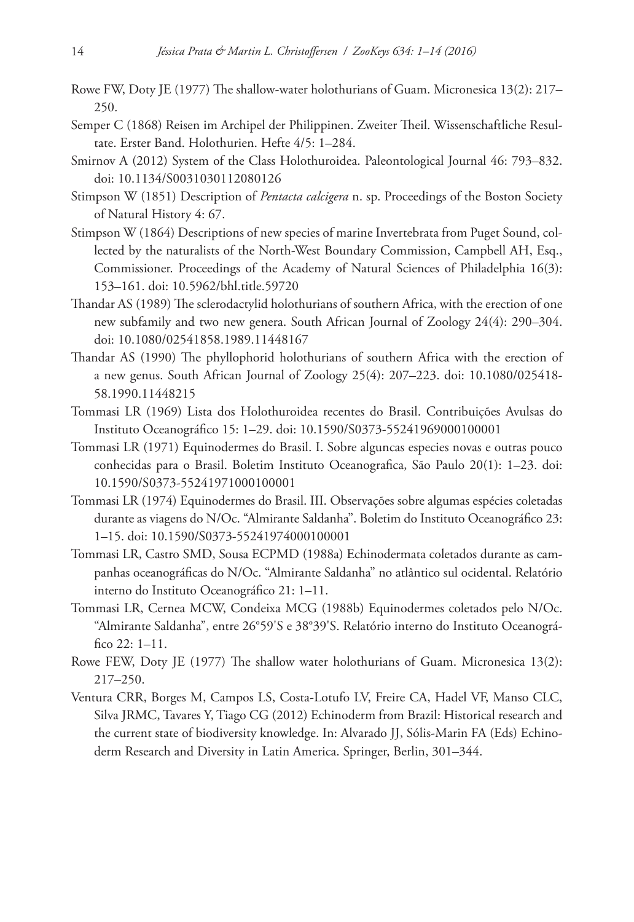Rowe FW, Doty JE (1977) The shallow-water holothurians of Guam. Micronesica 13(2): 217–250.

Semper C (1868) Reisen im Archipel der Philippinen. Zweiter Theil. Wissenschaftliche Resultate. Erster Band. Holothurien. Hefte 4/5: 1–284.

Smirnov A (2012) System of the Class Holothuroidea. Paleontological Journal 46: 793–832. doi: 10.1134/S0031030112080126

Stimpson W (1851) Description of *Pentacta calcigera* n. sp. Proceedings of the Boston Society of Natural History 4: 67.

Stimpson W (1864) Descriptions of new species of marine Invertebrata from Puget Sound, collected by the naturalists of the North-West Boundary Commission, Campbell AH, Esq., Commissioner. Proceedings of the Academy of Natural Sciences of Philadelphia 16(3): 153–161. doi: 10.5962/bhl.title.59720

Thandar AS (1989) The sclerodactylid holothurians of southern Africa, with the erection of one new subfamily and two new genera. South African Journal of Zoology 24(4): 290–304. doi: 10.1080/02541858.1989.11448167

Thandar AS (1990) The phyllophorid holothurians of southern Africa with the erection of a new genus. South African Journal of Zoology 25(4): 207–223. doi: 10.1080/02541858.1990.11448215

Tommasi LR (1969) Lista dos Holothuroidea recentes do Brasil. Contribuições Avulsas do Instituto Oceanográfico 15: 1–29. doi: 10.1590/S0373-55241969000100001

Tommasi LR (1971) Equinodermes do Brasil. I. Sobre alguncas especies novas e outras pouco conhecidas para o Brasil. Boletim Instituto Oceanografica, São Paulo 20(1): 1–23. doi: 10.1590/S0373-55241971000100001

Tommasi LR (1974) Equinodermes do Brasil. III. Observações sobre algumas espécies coletadas durante as viagens do N/Oc. "Almirante Saldanha". Boletim do Instituto Oceanográfico 23: 1–15. doi: 10.1590/S0373-55241974000100001

Tommasi LR, Castro SMD, Sousa ECPMD (1988a) Echinodermata coletados durante as campanhas oceanográficas do N/Oc. "Almirante Saldanha" no atlântico sul ocidental. Relatório interno do Instituto Oceanográfico 21: 1–11.

Tommasi LR, Cernea MCW, Condeixa MCG (1988b) Equinodermes coletados pelo N/Oc. "Almirante Saldanha", entre 26°59'S e 38°39'S. Relatório interno do Instituto Oceanográfico 22: 1–11.

Rowe FEW, Doty JE (1977) The shallow water holothurians of Guam. Micronesica 13(2): 217–250.

Ventura CRR, Borges M, Campos LS, Costa-Lotufo LV, Freire CA, Hadel VF, Manso CLC, Silva JRMC, Tavares Y, Tiago CG (2012) Echinoderm from Brazil: Historical research and the current state of biodiversity knowledge. In: Alvarado JJ, Sólis-Marin FA (Eds) Echinoderm Research and Diversity in Latin America. Springer, Berlin, 301–344.